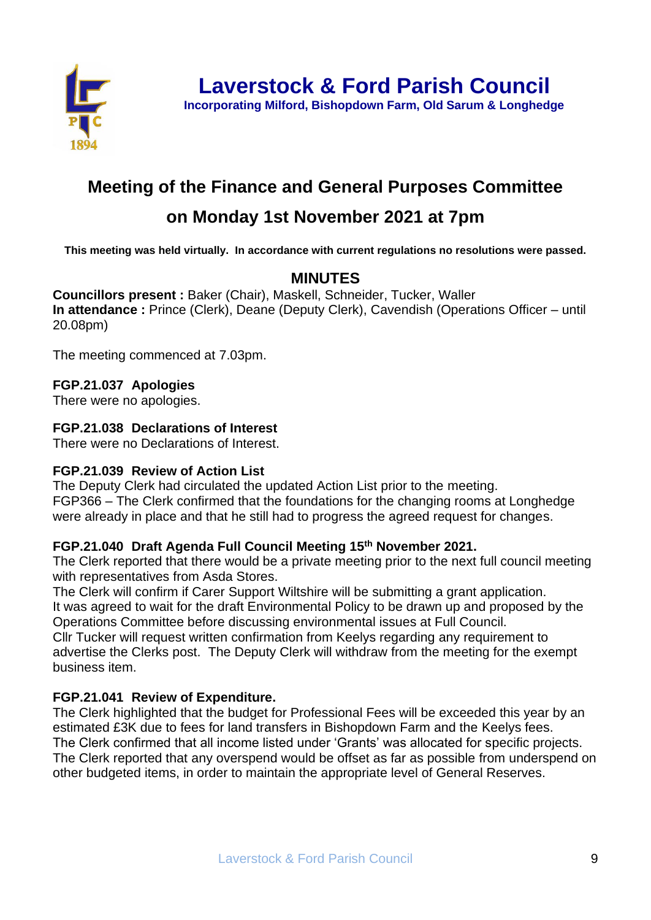# Laverstock & Ford Parish Council

**Incorporating Milford, Bishopdown Farm, Old Sarum & Longhedge**

## Meeting of the Finance and General Purposes Committee

## on Monday 1st November 2021 at 7pm

**This meeting was held virtually. In accordance with current regulations no resolutions were passed.**

### MINUTES

**Councillors present :** Baker (Chair), Maskell, Schneider, Tucker, Waller
**In attendance :** Prince (Clerk), Deane (Deputy Clerk), Cavendish (Operations Officer – until 20.08pm)

The meeting commenced at 7.03pm.

**FGP.21.037 Apologies**
There were no apologies.

**FGP.21.038 Declarations of Interest**
There were no Declarations of Interest.

**FGP.21.039 Review of Action List**
The Deputy Clerk had circulated the updated Action List prior to the meeting.
FGP366 – The Clerk confirmed that the foundations for the changing rooms at Longhedge were already in place and that he still had to progress the agreed request for changes.

**FGP.21.040 Draft Agenda Full Council Meeting 15th November 2021.**
The Clerk reported that there would be a private meeting prior to the next full council meeting with representatives from Asda Stores.
The Clerk will confirm if Carer Support Wiltshire will be submitting a grant application.
It was agreed to wait for the draft Environmental Policy to be drawn up and proposed by the Operations Committee before discussing environmental issues at Full Council.
Cllr Tucker will request written confirmation from Keelys regarding any requirement to advertise the Clerks post. The Deputy Clerk will withdraw from the meeting for the exempt business item.

**FGP.21.041 Review of Expenditure.**
The Clerk highlighted that the budget for Professional Fees will be exceeded this year by an estimated £3K due to fees for land transfers in Bishopdown Farm and the Keelys fees.
The Clerk confirmed that all income listed under 'Grants' was allocated for specific projects.
The Clerk reported that any overspend would be offset as far as possible from underspend on other budgeted items, in order to maintain the appropriate level of General Reserves.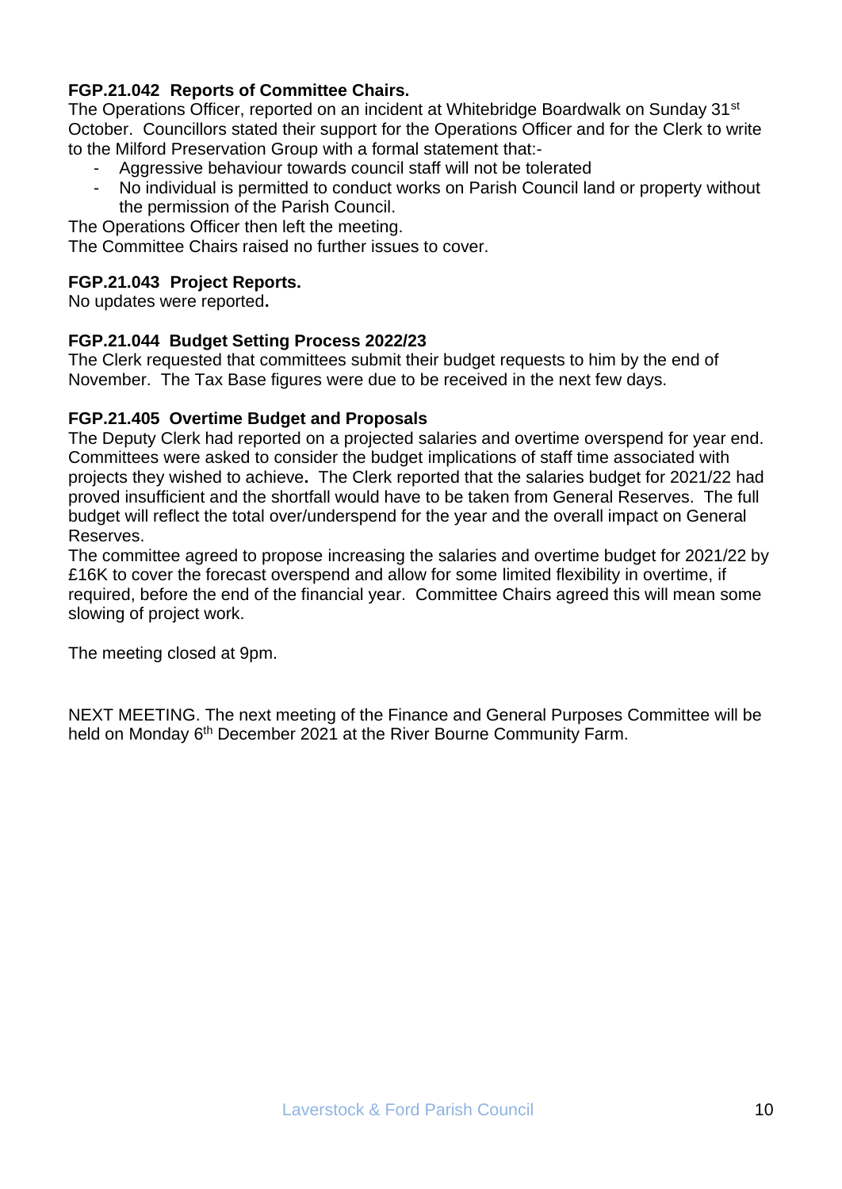**FGP.21.042 Reports of Committee Chairs.**
The Operations Officer, reported on an incident at Whitebridge Boardwalk on Sunday 31st October. Councillors stated their support for the Operations Officer and for the Clerk to write to the Milford Preservation Group with a formal statement that:-

- Aggressive behaviour towards council staff will not be tolerated
- No individual is permitted to conduct works on Parish Council land or property without the permission of the Parish Council.

The Operations Officer then left the meeting.
The Committee Chairs raised no further issues to cover.

**FGP.21.043 Project Reports.**
No updates were reported**.**

**FGP.21.044 Budget Setting Process 2022/23**
The Clerk requested that committees submit their budget requests to him by the end of November. The Tax Base figures were due to be received in the next few days.

**FGP.21.405 Overtime Budget and Proposals**
The Deputy Clerk had reported on a projected salaries and overtime overspend for year end. Committees were asked to consider the budget implications of staff time associated with projects they wished to achieve**.** The Clerk reported that the salaries budget for 2021/22 had proved insufficient and the shortfall would have to be taken from General Reserves. The full budget will reflect the total over/underspend for the year and the overall impact on General Reserves.
The committee agreed to propose increasing the salaries and overtime budget for 2021/22 by £16K to cover the forecast overspend and allow for some limited flexibility in overtime, if required, before the end of the financial year. Committee Chairs agreed this will mean some slowing of project work.

The meeting closed at 9pm.

NEXT MEETING. The next meeting of the Finance and General Purposes Committee will be held on Monday 6th December 2021 at the River Bourne Community Farm.